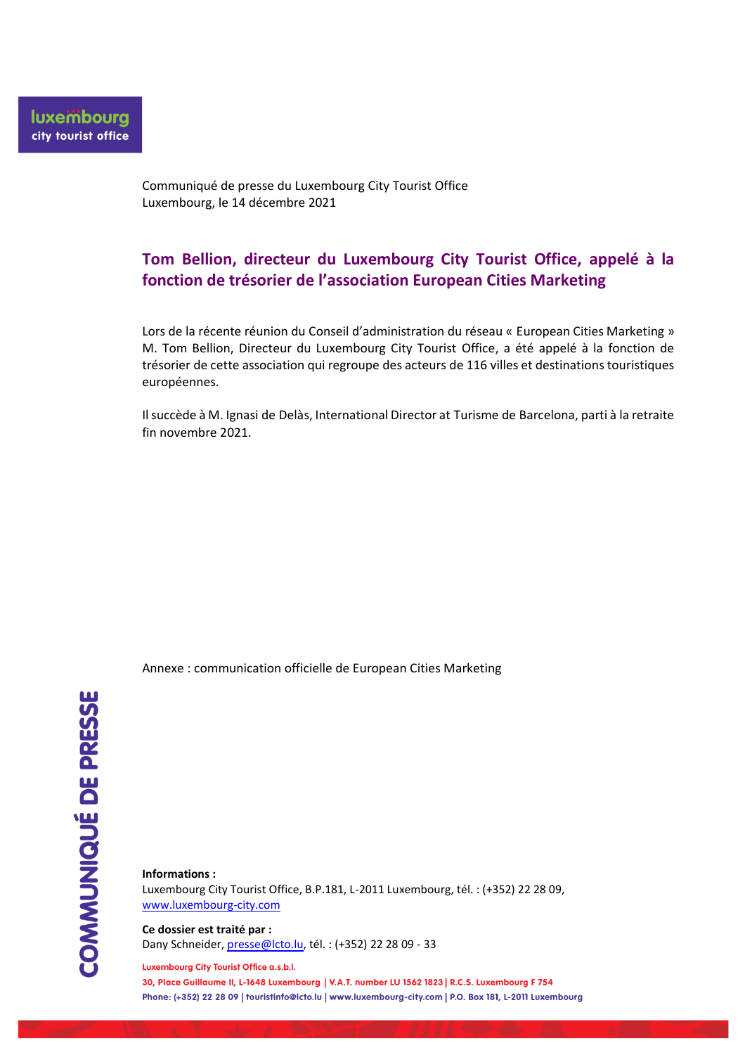Communiqué de presse du Luxembourg City Tourist Office
Luxembourg, le 14 décembre 2021

## Tom Bellion, directeur du Luxembourg City Tourist Office, appelé à la fonction de trésorier de l'association European Cities Marketing

Lors de la récente réunion du Conseil d'administration du réseau « European Cities Marketing » M. Tom Bellion, Directeur du Luxembourg City Tourist Office, a été appelé à la fonction de trésorier de cette association qui regroupe des acteurs de 116 villes et destinations touristiques européennes.

Il succède à M. Ignasi de Delàs, International Director at Turisme de Barcelona, parti à la retraite fin novembre 2021.

Annexe : communication officielle de European Cities Marketing

**Informations :**
Luxembourg City Tourist Office, B.P.181, L-2011 Luxembourg, tél. : (+352) 22 28 09, www.luxembourg-city.com

**Ce dossier est traité par :**
Dany Schneider, presse@lcto.lu, tél. : (+352) 22 28 09 - 33

Luxembourg City Tourist Office a.s.b.l.
30, Place Guillaume II, L-1648 Luxembourg | V.A.T. number LU 1562 1823 | R.C.S. Luxembourg F 754
Phone: (+352) 22 28 09 | touristinfo@lcto.lu | www.luxembourg-city.com | P.O. Box 181, L-2011 Luxembourg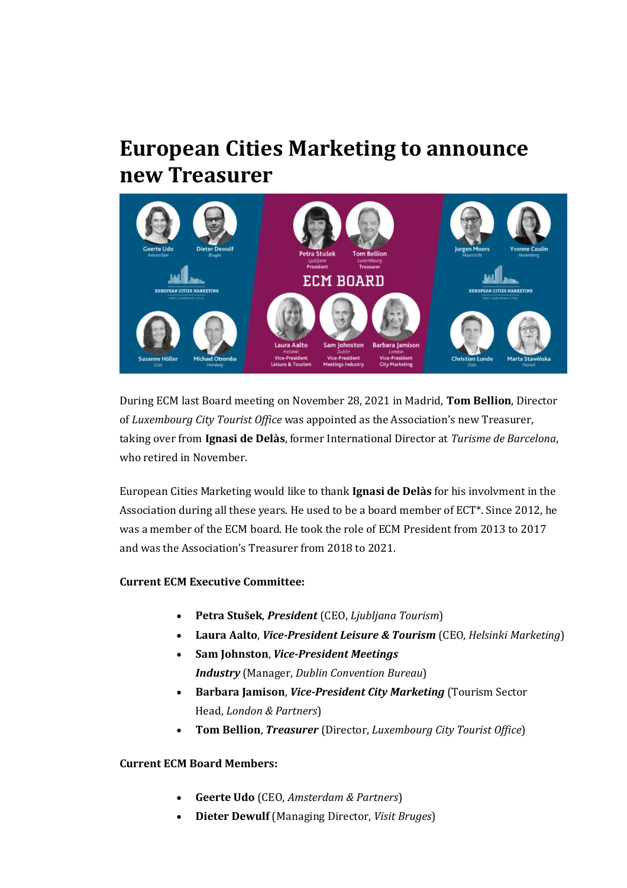# European Cities Marketing to announce new Treasurer

During ECM last Board meeting on November 28, 2021 in Madrid, **Tom Bellion**, Director of *Luxembourg City Tourist Office* was appointed as the Association's new Treasurer, taking over from **Ignasi de Delàs**, former International Director at *Turisme de Barcelona*, who retired in November.

European Cities Marketing would like to thank **Ignasi de Delàs** for his involvment in the Association during all these years. He used to be a board member of ECT*. Since 2012, he was a member of the ECM board. He took the role of ECM President from 2013 to 2017 and was the Association's Treasurer from 2018 to 2021.

**Current ECM Executive Committee:**

- **Petra Stušek**, ***President*** (CEO, *Ljubljana Tourism*)
- **Laura Aalto**, ***Vice-President Leisure & Tourism*** (CEO, *Helsinki Marketing*)
- **Sam Johnston**, ***Vice-President Meetings Industry*** (Manager, *Dublin Convention Bureau*)
- **Barbara Jamison**, ***Vice-President City Marketing*** (Tourism Sector Head, *London & Partners*)
- **Tom Bellion**, ***Treasurer*** (Director, *Luxembourg City Tourist Office*)

**Current ECM Board Members:**

- **Geerte Udo** (CEO, *Amsterdam & Partners*)
- **Dieter Dewulf** (Managing Director, *Visit Bruges*)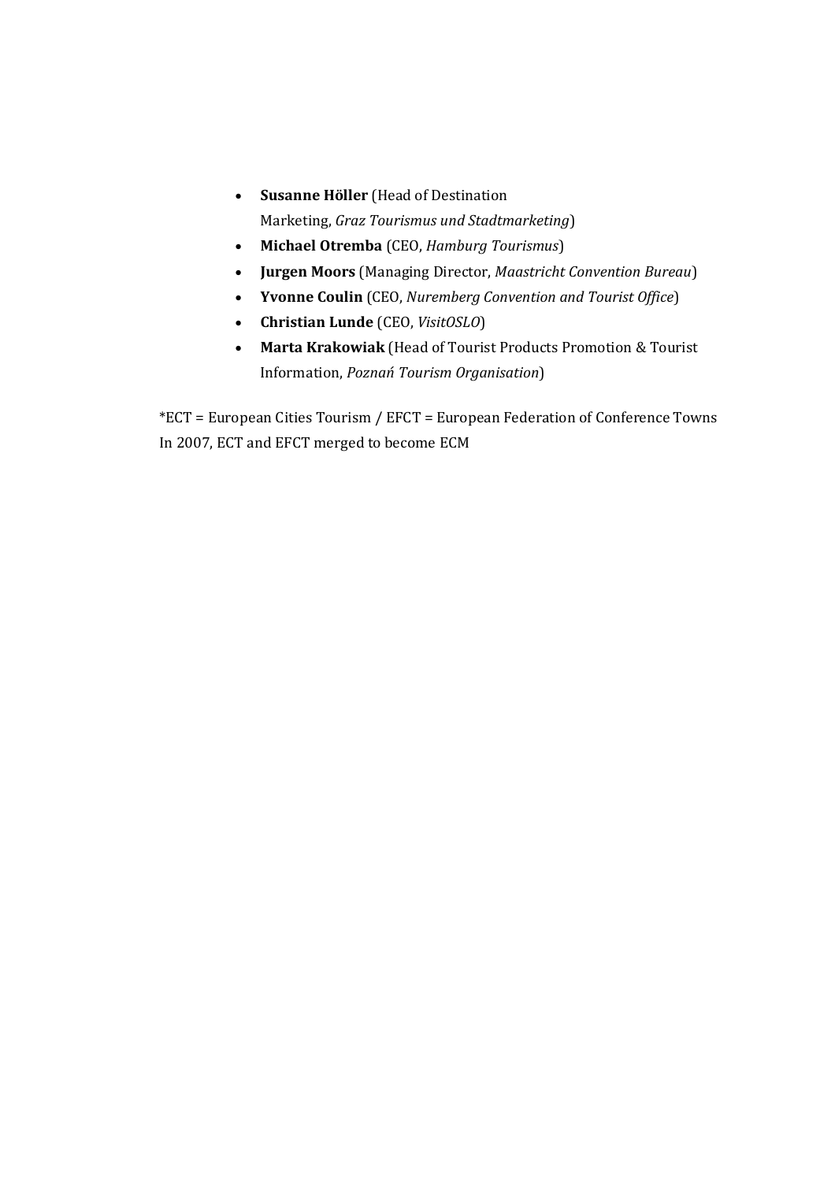- **Susanne Höller** (Head of Destination Marketing, *Graz Tourismus und Stadtmarketing*)
- **Michael Otremba** (CEO, *Hamburg Tourismus*)
- **Jurgen Moors** (Managing Director, *Maastricht Convention Bureau*)
- **Yvonne Coulin** (CEO, *Nuremberg Convention and Tourist Office*)
- **Christian Lunde** (CEO, *VisitOSLO*)
- **Marta Krakowiak** (Head of Tourist Products Promotion & Tourist Information, *Poznań Tourism Organisation*)

*ECT = European Cities Tourism / EFCT = European Federation of Conference Towns
In 2007, ECT and EFCT merged to become ECM